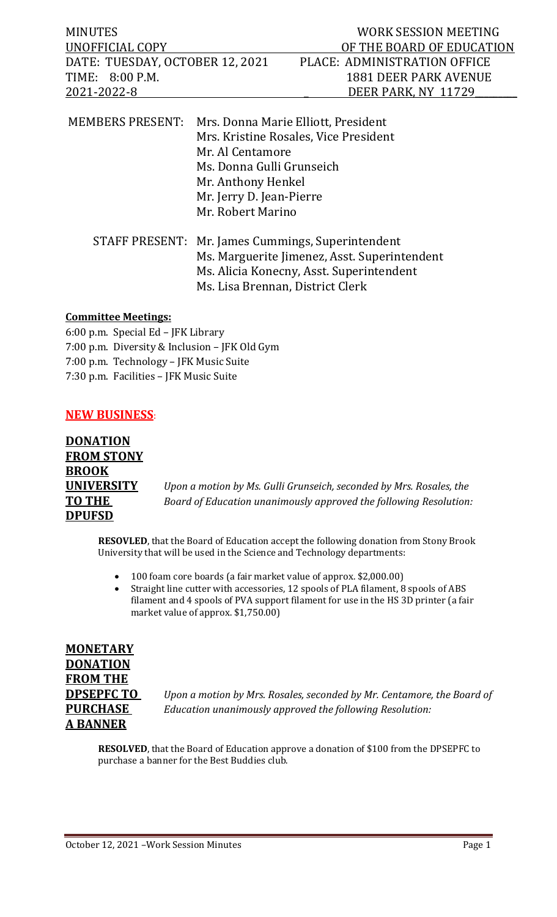| MINUTES | WORK SESSION MEETING |
| --- | --- |
| UNOFFICIAL COPY | OF THE BOARD OF EDUCATION |
| DATE: TUESDAY, OCTOBER 12, 2021 | PLACE: ADMINISTRATION OFFICE |
| TIME: 8:00 P.M. | 1881 DEER PARK AVENUE |
| 2021-2022-8 | DEER PARK, NY 11729 |

MEMBERS PRESENT: Mrs. Donna Marie Elliott, President
Mrs. Kristine Rosales, Vice President
Mr. Al Centamore
Ms. Donna Gulli Grunseich
Mr. Anthony Henkel
Mr. Jerry D. Jean-Pierre
Mr. Robert Marino

STAFF PRESENT: Mr. James Cummings, Superintendent
Ms. Marguerite Jimenez, Asst. Superintendent
Ms. Alicia Konecny, Asst. Superintendent
Ms. Lisa Brennan, District Clerk

**Committee Meetings:**

6:00 p.m. Special Ed – JFK Library
7:00 p.m. Diversity & Inclusion – JFK Old Gym
7:00 p.m. Technology – JFK Music Suite
7:30 p.m. Facilities – JFK Music Suite

## NEW BUSINESS:

**DONATION FROM STONY BROOK UNIVERSITY TO THE DPUFSD**

*Upon a motion by Ms. Gulli Grunseich, seconded by Mrs. Rosales, the Board of Education unanimously approved the following Resolution:*

**RESOVLED**, that the Board of Education accept the following donation from Stony Brook University that will be used in the Science and Technology departments:

- 100 foam core boards (a fair market value of approx. $2,000.00)
- Straight line cutter with accessories, 12 spools of PLA filament, 8 spools of ABS filament and 4 spools of PVA support filament for use in the HS 3D printer (a fair market value of approx. $1,750.00)

**MONETARY DONATION FROM THE DPSEPFC TO PURCHASE A BANNER**

*Upon a motion by Mrs. Rosales, seconded by Mr. Centamore, the Board of Education unanimously approved the following Resolution:*

**RESOLVED**, that the Board of Education approve a donation of $100 from the DPSEPFC to purchase a banner for the Best Buddies club.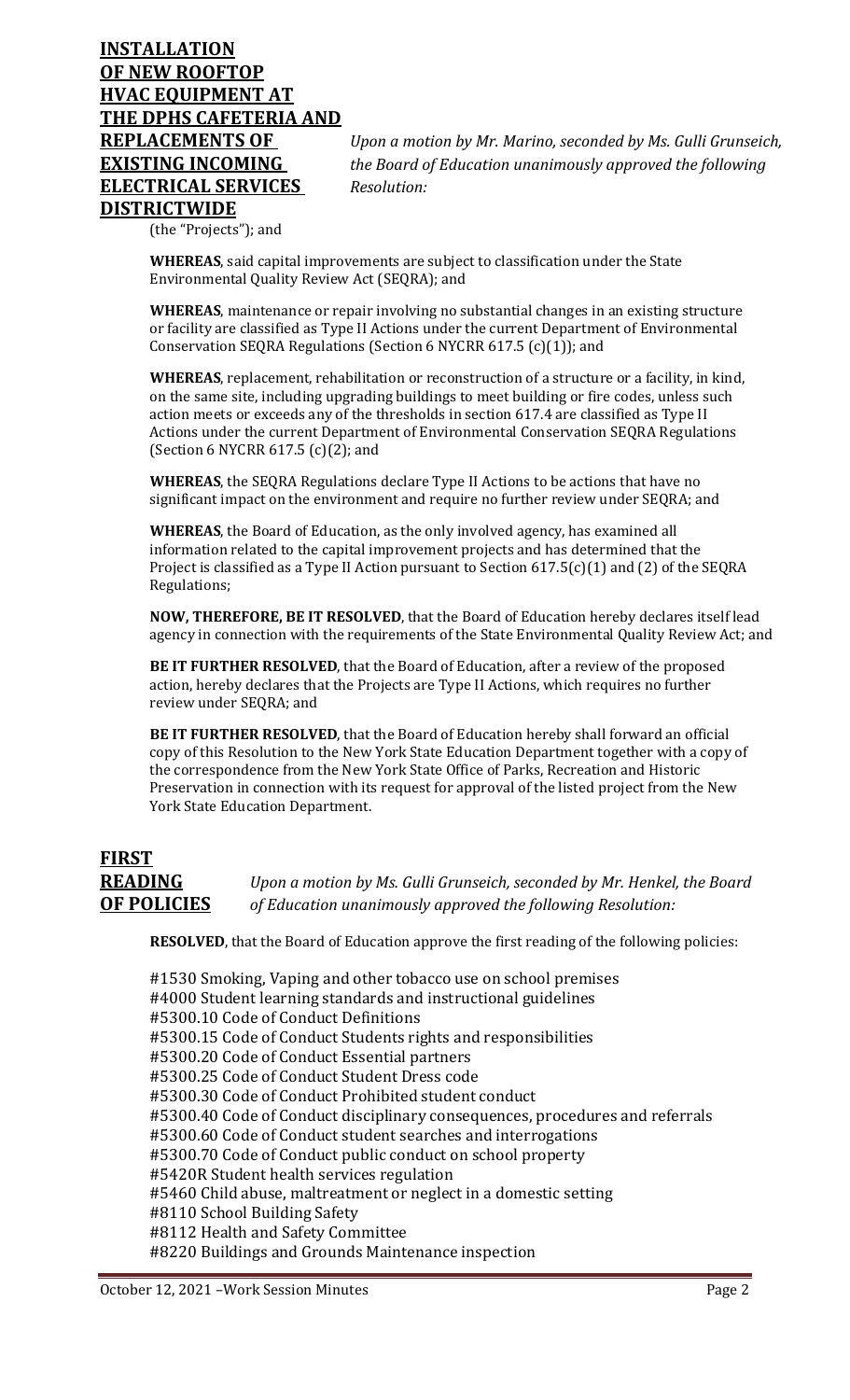**INSTALLATION OF NEW ROOFTOP HVAC EQUIPMENT AT THE DPHS CAFETERIA AND REPLACEMENTS OF EXISTING INCOMING ELECTRICAL SERVICES DISTRICTWIDE**

*Upon a motion by Mr. Marino, seconded by Ms. Gulli Grunseich, the Board of Education unanimously approved the following Resolution:*

(the "Projects"); and

**WHEREAS**, said capital improvements are subject to classification under the State Environmental Quality Review Act (SEQRA); and

**WHEREAS**, maintenance or repair involving no substantial changes in an existing structure or facility are classified as Type II Actions under the current Department of Environmental Conservation SEQRA Regulations (Section 6 NYCRR 617.5 (c)(1)); and

**WHEREAS**, replacement, rehabilitation or reconstruction of a structure or a facility, in kind, on the same site, including upgrading buildings to meet building or fire codes, unless such action meets or exceeds any of the thresholds in section 617.4 are classified as Type II Actions under the current Department of Environmental Conservation SEQRA Regulations (Section 6 NYCRR 617.5 (c)(2); and

**WHEREAS**, the SEQRA Regulations declare Type II Actions to be actions that have no significant impact on the environment and require no further review under SEQRA; and

**WHEREAS**, the Board of Education, as the only involved agency, has examined all information related to the capital improvement projects and has determined that the Project is classified as a Type II Action pursuant to Section 617.5(c)(1) and (2) of the SEQRA Regulations;

**NOW, THEREFORE, BE IT RESOLVED**, that the Board of Education hereby declares itself lead agency in connection with the requirements of the State Environmental Quality Review Act; and

**BE IT FURTHER RESOLVED**, that the Board of Education, after a review of the proposed action, hereby declares that the Projects are Type II Actions, which requires no further review under SEQRA; and

**BE IT FURTHER RESOLVED**, that the Board of Education hereby shall forward an official copy of this Resolution to the New York State Education Department together with a copy of the correspondence from the New York State Office of Parks, Recreation and Historic Preservation in connection with its request for approval of the listed project from the New York State Education Department.

**FIRST READING OF POLICIES**

*Upon a motion by Ms. Gulli Grunseich, seconded by Mr. Henkel, the Board of Education unanimously approved the following Resolution:*

**RESOLVED**, that the Board of Education approve the first reading of the following policies:

#1530 Smoking, Vaping and other tobacco use on school premises
#4000 Student learning standards and instructional guidelines
#5300.10 Code of Conduct Definitions
#5300.15 Code of Conduct Students rights and responsibilities
#5300.20 Code of Conduct Essential partners
#5300.25 Code of Conduct Student Dress code
#5300.30 Code of Conduct Prohibited student conduct
#5300.40 Code of Conduct disciplinary consequences, procedures and referrals
#5300.60 Code of Conduct student searches and interrogations
#5300.70 Code of Conduct public conduct on school property
#5420R Student health services regulation
#5460 Child abuse, maltreatment or neglect in a domestic setting
#8110 School Building Safety
#8112 Health and Safety Committee
#8220 Buildings and Grounds Maintenance inspection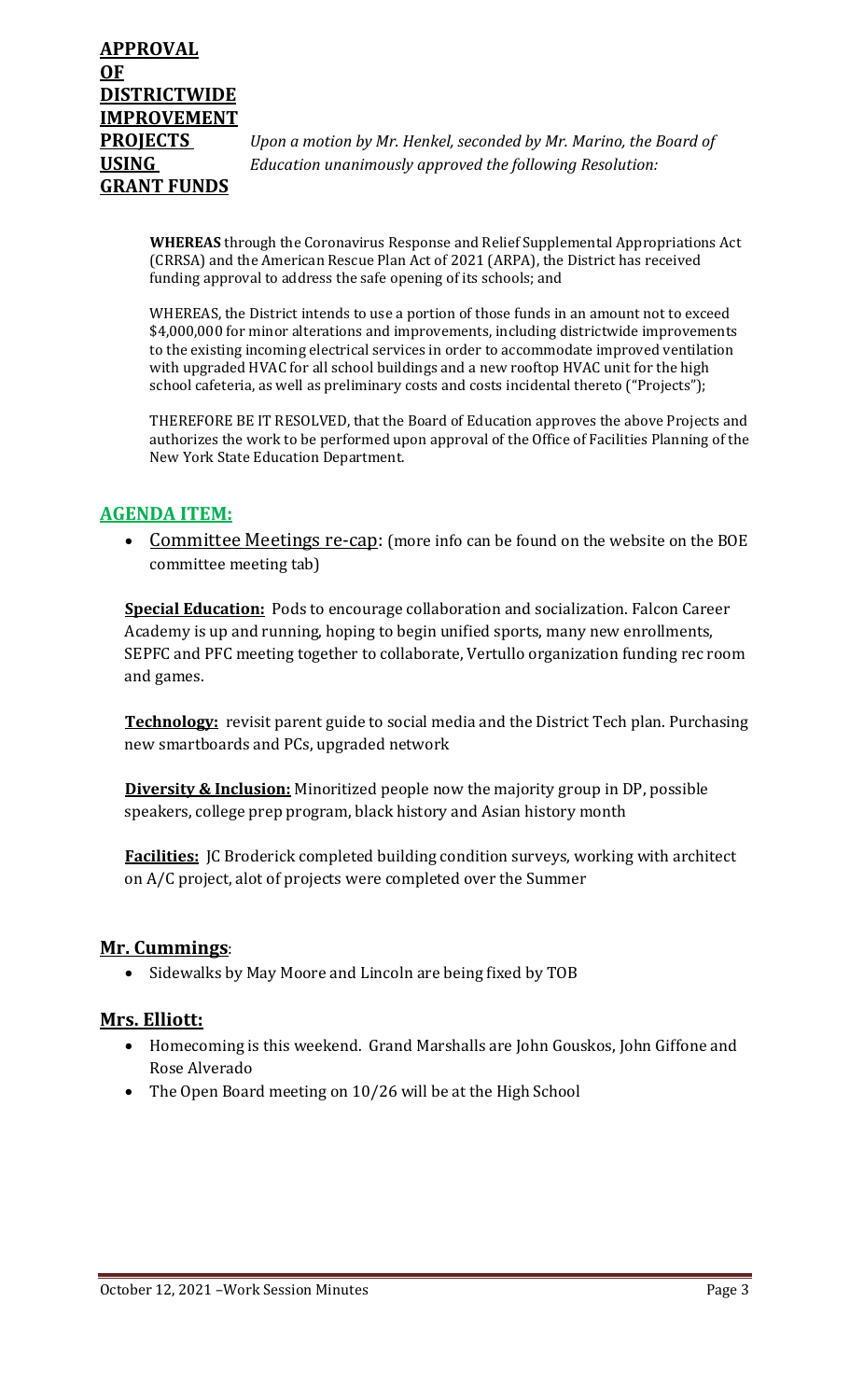**APPROVAL OF DISTRICTWIDE IMPROVEMENT PROJECTS USING GRANT FUNDS**

*Upon a motion by Mr. Henkel, seconded by Mr. Marino, the Board of Education unanimously approved the following Resolution:*

**WHEREAS** through the Coronavirus Response and Relief Supplemental Appropriations Act (CRRSA) and the American Rescue Plan Act of 2021 (ARPA), the District has received funding approval to address the safe opening of its schools; and

WHEREAS, the District intends to use a portion of those funds in an amount not to exceed $4,000,000 for minor alterations and improvements, including districtwide improvements to the existing incoming electrical services in order to accommodate improved ventilation with upgraded HVAC for all school buildings and a new rooftop HVAC unit for the high school cafeteria, as well as preliminary costs and costs incidental thereto ("Projects");

THEREFORE BE IT RESOLVED, that the Board of Education approves the above Projects and authorizes the work to be performed upon approval of the Office of Facilities Planning of the New York State Education Department.

## AGENDA ITEM:

- Committee Meetings re-cap: (more info can be found on the website on the BOE committee meeting tab)

**Special Education:** Pods to encourage collaboration and socialization. Falcon Career Academy is up and running, hoping to begin unified sports, many new enrollments, SEPFC and PFC meeting together to collaborate, Vertullo organization funding rec room and games.

**Technology:** revisit parent guide to social media and the District Tech plan. Purchasing new smartboards and PCs, upgraded network

**Diversity & Inclusion:** Minoritized people now the majority group in DP, possible speakers, college prep program, black history and Asian history month

**Facilities:** JC Broderick completed building condition surveys, working with architect on A/C project, alot of projects were completed over the Summer

## Mr. Cummings:

- Sidewalks by May Moore and Lincoln are being fixed by TOB

## Mrs. Elliott:

- Homecoming is this weekend. Grand Marshalls are John Gouskos, John Giffone and Rose Alverado
- The Open Board meeting on 10/26 will be at the High School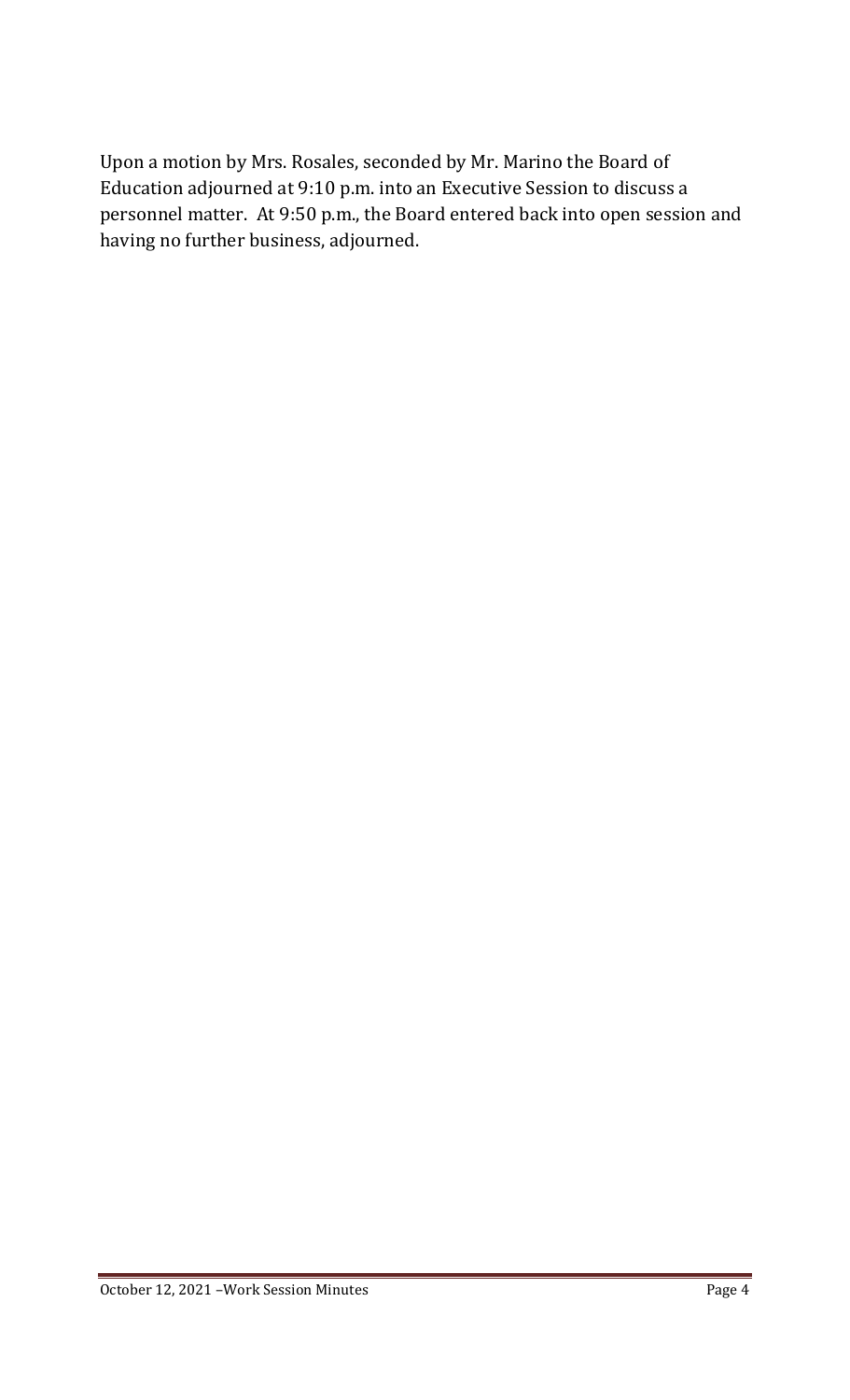Upon a motion by Mrs. Rosales, seconded by Mr. Marino the Board of Education adjourned at 9:10 p.m. into an Executive Session to discuss a personnel matter. At 9:50 p.m., the Board entered back into open session and having no further business, adjourned.